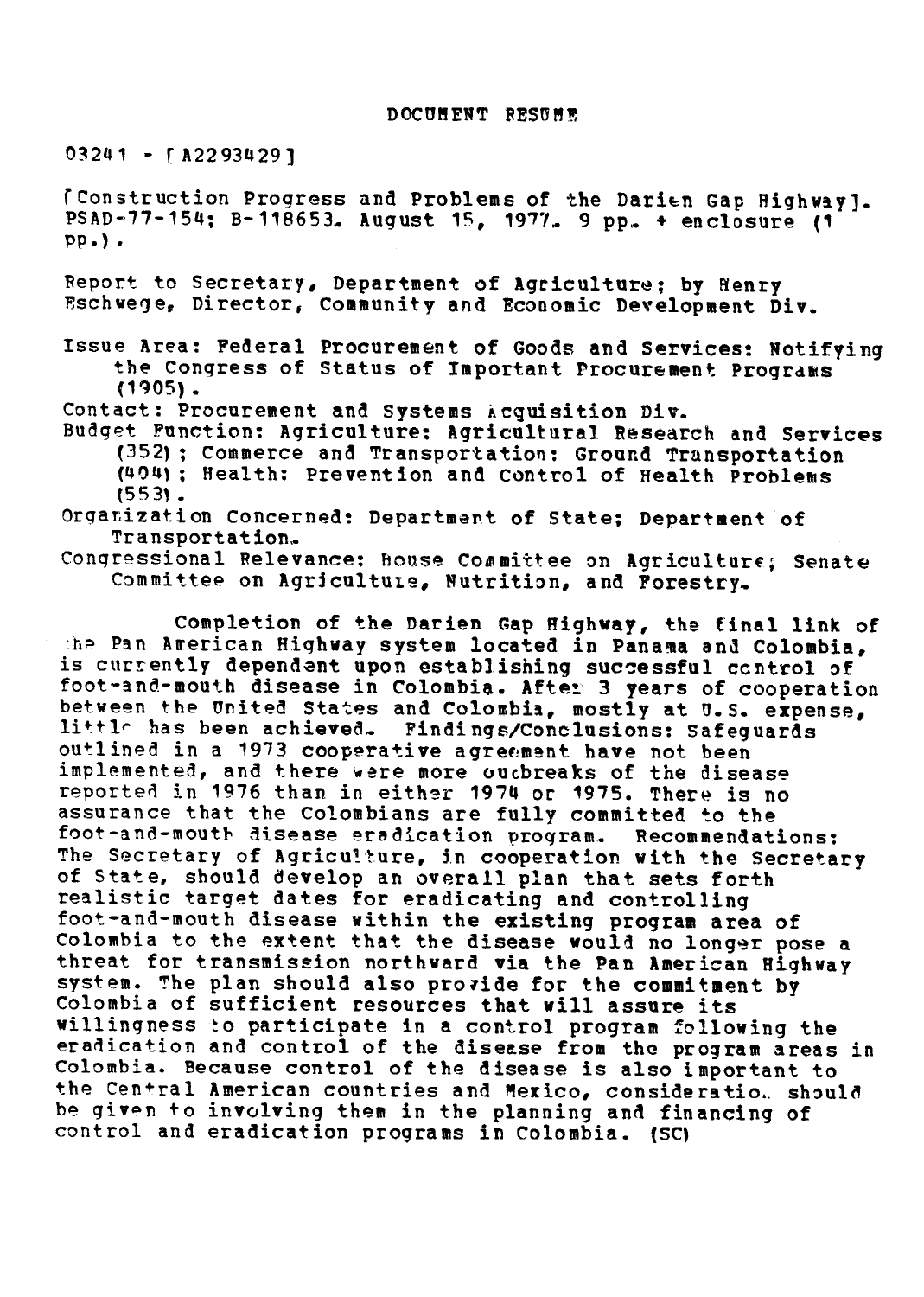DOCUMENT RESUME

03241 - [A2293429]

[Construction Progress and Problems of the Darien Gap Highway]. PSAD-77-154; B-118653. August 15, 1977. 9 pp. + enclosure (1 pp.).

Report to Secretary, Department of Agriculture; by Henry Eschwege, Director, Community and Economic Development Div.

Issue Area: Federal Procurement of Goods and Services: Notifying the Congress of Status of Important Procurement Programs (1905).
Contact: Procurement and Systems Acquisition Div.
Budget Function: Agriculture: Agricultural Research and Services (352); Commerce and Transportation: Ground Transportation (404); Health: Prevention and Control of Health Problems (553).
Organization Concerned: Department of State; Department of Transportation.
Congressional Relevance: House Committee on Agriculture; Senate Committee on Agriculture, Nutrition, and Forestry.

Completion of the Darien Gap Highway, the final link of the Pan American Highway system located in Panama and Colombia, is currently dependent upon establishing successful control of foot-and-mouth disease in Colombia. After 3 years of cooperation between the United States and Colombia, mostly at U.S. expense, little has been achieved. Findings/Conclusions: Safeguards outlined in a 1973 cooperative agreement have not been implemented, and there were more outbreaks of the disease reported in 1976 than in either 1974 or 1975. There is no assurance that the Colombians are fully committed to the foot-and-mouth disease eradication program. Recommendations: The Secretary of Agriculture, in cooperation with the Secretary of State, should develop an overall plan that sets forth realistic target dates for eradicating and controlling foot-and-mouth disease within the existing program area of Colombia to the extent that the disease would no longer pose a threat for transmission northward via the Pan American Highway system. The plan should also provide for the commitment by Colombia of sufficient resources that will assure its willingness to participate in a control program following the eradication and control of the disease from the program areas in Colombia. Because control of the disease is also important to the Central American countries and Mexico, consideration should be given to involving them in the planning and financing of control and eradication programs in Colombia. (SC)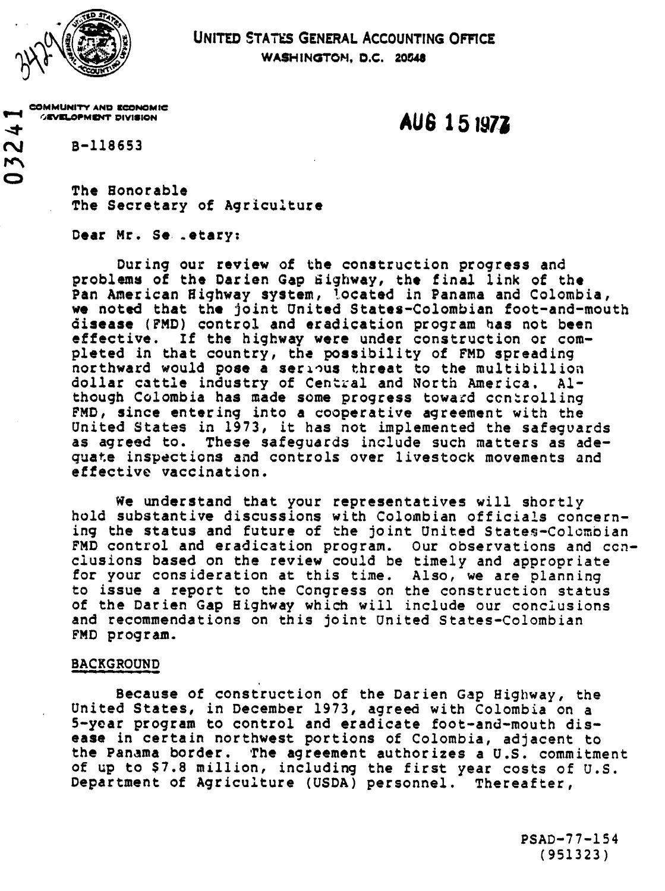**UNITED STATES GENERAL ACCOUNTING OFFICE**
**WASHINGTON, D.C. 20548**

COMMUNITY AND ECONOMIC DEVELOPMENT DIVISION

**AUG 15 1977**

B-118653

The Honorable
The Secretary of Agriculture

Dear Mr. Secretary:

During our review of the construction progress and problems of the Darien Gap Highway, the final link of the Pan American Highway system, located in Panama and Colombia, we noted that the joint United States-Colombian foot-and-mouth disease (FMD) control and eradication program has not been effective. If the highway were under construction or completed in that country, the possibility of FMD spreading northward would pose a serious threat to the multibillion dollar cattle industry of Central and North America. Although Colombia has made some progress toward controlling FMD, since entering into a cooperative agreement with the United States in 1973, it has not implemented the safeguards as agreed to. These safeguards include such matters as adequate inspections and controls over livestock movements and effective vaccination.

We understand that your representatives will shortly hold substantive discussions with Colombian officials concerning the status and future of the joint United States-Colombian FMD control and eradication program. Our observations and conclusions based on the review could be timely and appropriate for your consideration at this time. Also, we are planning to issue a report to the Congress on the construction status of the Darien Gap Highway which will include our conclusions and recommendations on this joint United States-Colombian FMD program.

## BACKGROUND

Because of construction of the Darien Gap Highway, the United States, in December 1973, agreed with Colombia on a 5-year program to control and eradicate foot-and-mouth disease in certain northwest portions of Colombia, adjacent to the Panama border. The agreement authorizes a U.S. commitment of up to $7.8 million, including the first year costs of U.S. Department of Agriculture (USDA) personnel. Thereafter,

PSAD-77-154
(951323)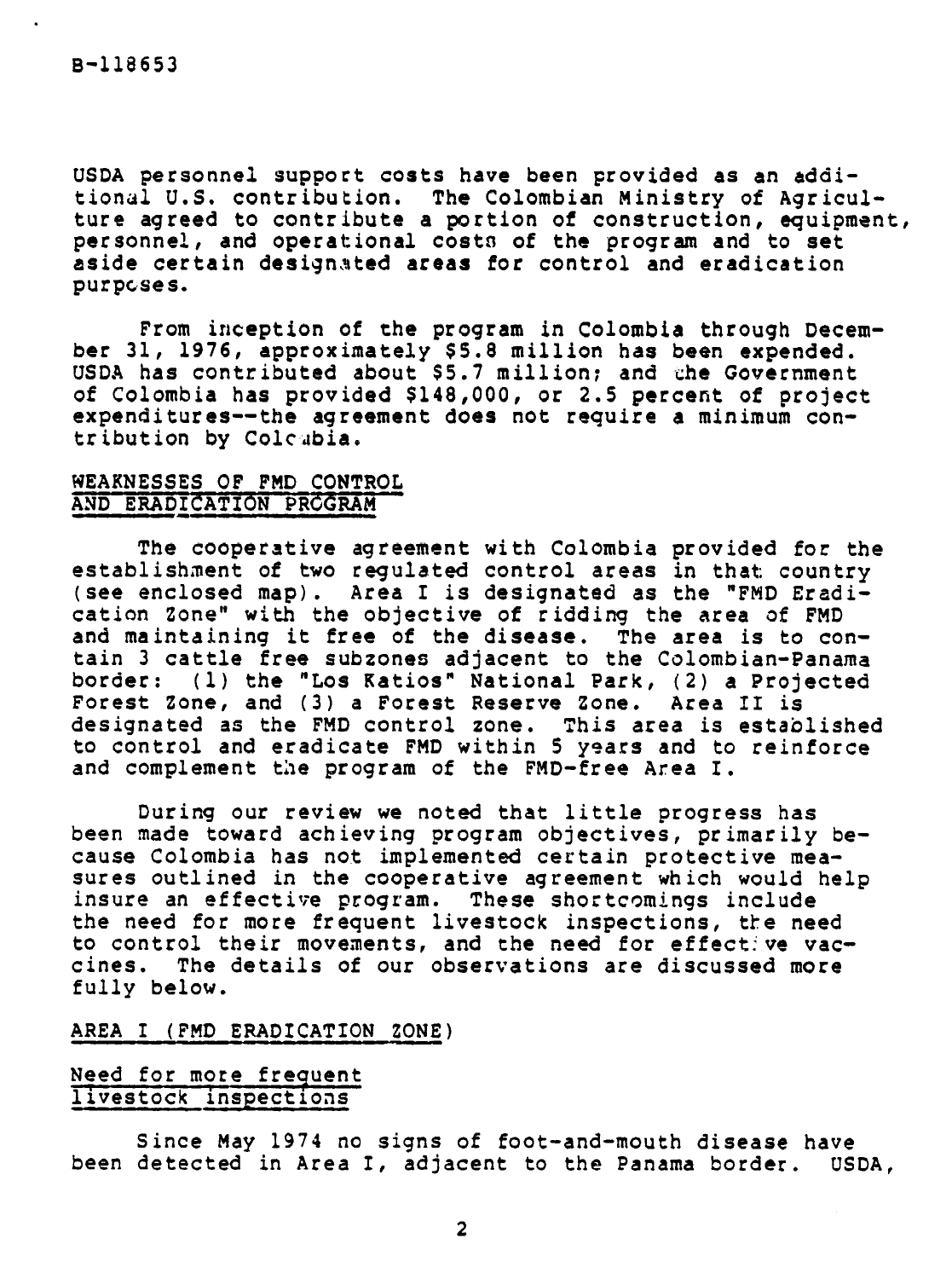USDA personnel support costs have been provided as an additional U.S. contribution. The Colombian Ministry of Agriculture agreed to contribute a portion of construction, equipment, personnel, and operational costs of the program and to set aside certain designated areas for control and eradication purposes.

From inception of the program in Colombia through December 31, 1976, approximately $5.8 million has been expended. USDA has contributed about $5.7 million; and the Government of Colombia has provided $148,000, or 2.5 percent of project expenditures--the agreement does not require a minimum contribution by Colombia.

## WEAKNESSES OF FMD CONTROL AND ERADICATION PROGRAM

The cooperative agreement with Colombia provided for the establishment of two regulated control areas in that country (see enclosed map). Area I is designated as the "FMD Eradication Zone" with the objective of ridding the area of FMD and maintaining it free of the disease. The area is to contain 3 cattle free subzones adjacent to the Colombian-Panama border: (1) the "Los Katios" National Park, (2) a Projected Forest Zone, and (3) a Forest Reserve Zone. Area II is designated as the FMD control zone. This area is established to control and eradicate FMD within 5 years and to reinforce and complement the program of the FMD-free Area I.

During our review we noted that little progress has been made toward achieving program objectives, primarily because Colombia has not implemented certain protective measures outlined in the cooperative agreement which would help insure an effective program. These shortcomings include the need for more frequent livestock inspections, the need to control their movements, and the need for effective vaccines. The details of our observations are discussed more fully below.

## AREA I (FMD ERADICATION ZONE)

### Need for more frequent livestock inspections

Since May 1974 no signs of foot-and-mouth disease have been detected in Area I, adjacent to the Panama border. USDA,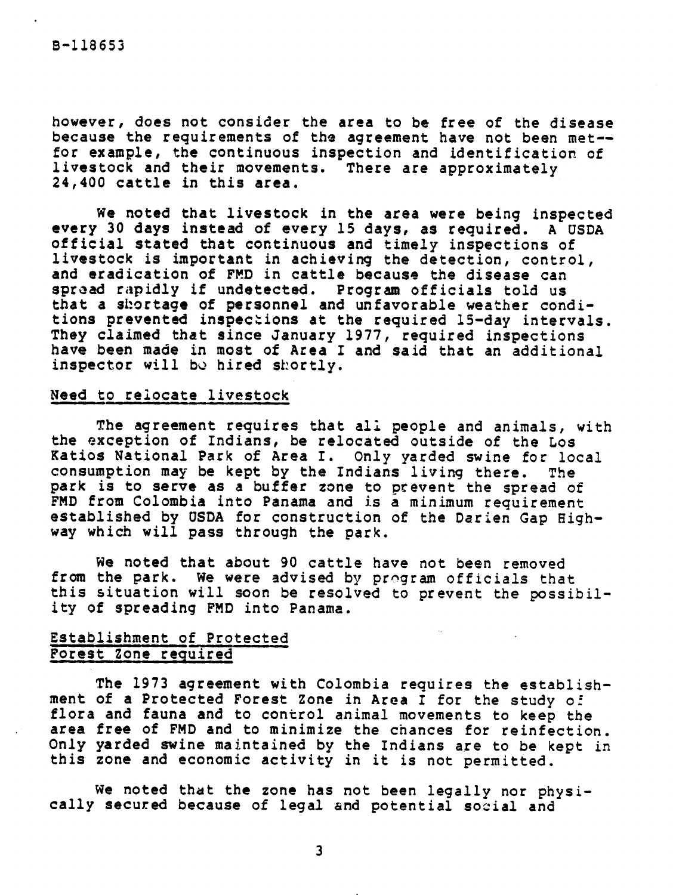however, does not consider the area to be free of the disease because the requirements of the agreement have not been met--for example, the continuous inspection and identification of livestock and their movements. There are approximately 24,400 cattle in this area.

We noted that livestock in the area were being inspected every 30 days instead of every 15 days, as required. A USDA official stated that continuous and timely inspections of livestock is important in achieving the detection, control, and eradication of FMD in cattle because the disease can spread rapidly if undetected. Program officials told us that a shortage of personnel and unfavorable weather conditions prevented inspections at the required 15-day intervals. They claimed that since January 1977, required inspections have been made in most of Area I and said that an additional inspector will be hired shortly.

### Need to relocate livestock

The agreement requires that all people and animals, with the exception of Indians, be relocated outside of the Los Katios National Park of Area I. Only yarded swine for local consumption may be kept by the Indians living there. The park is to serve as a buffer zone to prevent the spread of FMD from Colombia into Panama and is a minimum requirement established by USDA for construction of the Darien Gap Highway which will pass through the park.

We noted that about 90 cattle have not been removed from the park. We were advised by program officials that this situation will soon be resolved to prevent the possibility of spreading FMD into Panama.

### Establishment of Protected Forest Zone required

The 1973 agreement with Colombia requires the establishment of a Protected Forest Zone in Area I for the study of flora and fauna and to control animal movements to keep the area free of FMD and to minimize the chances for reinfection. Only yarded swine maintained by the Indians are to be kept in this zone and economic activity in it is not permitted.

We noted that the zone has not been legally nor physically secured because of legal and potential social and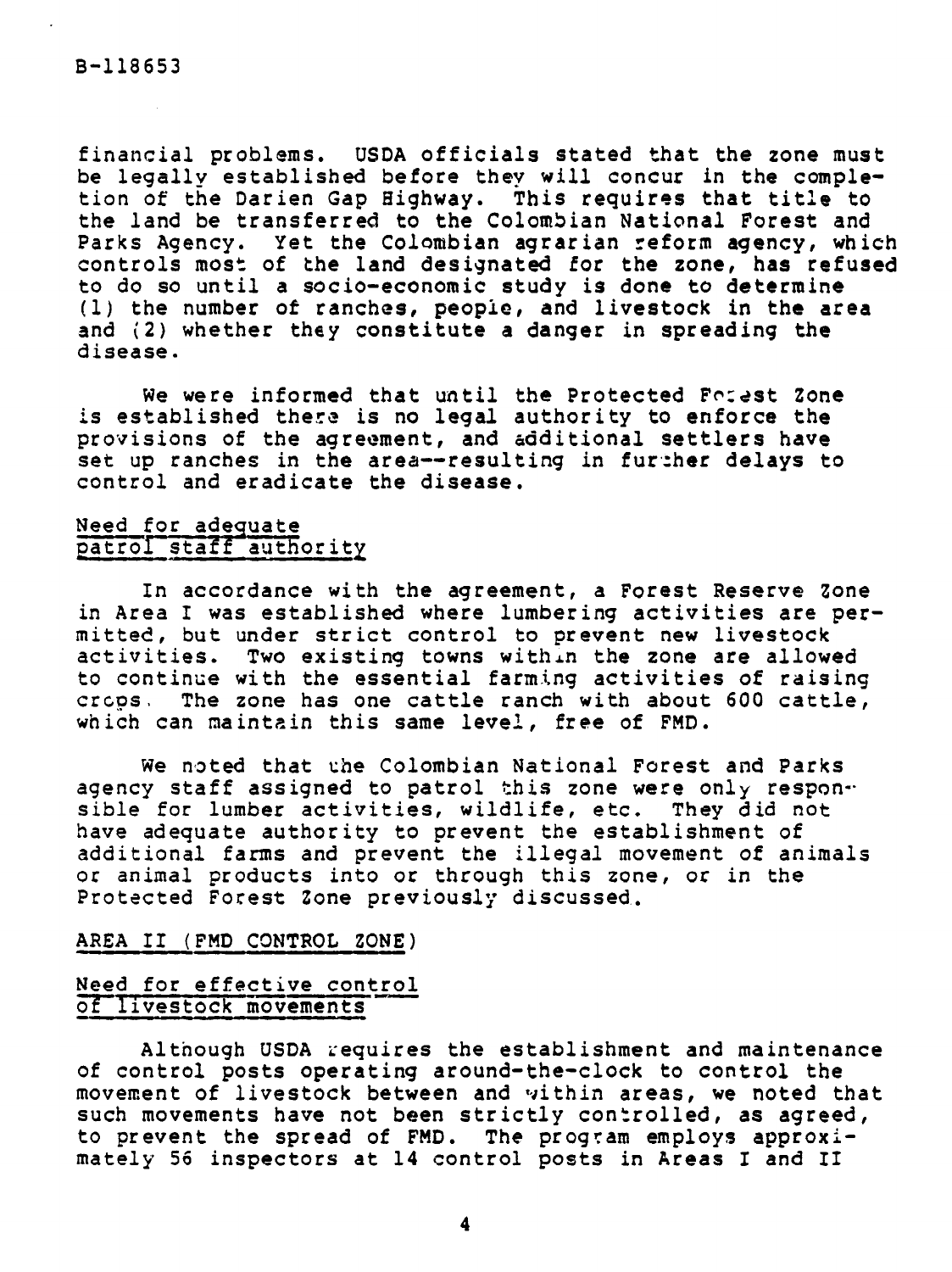financial problems. USDA officials stated that the zone must be legally established before they will concur in the completion of the Darien Gap Highway. This requires that title to the land be transferred to the Colombian National Forest and Parks Agency. Yet the Colombian agrarian reform agency, which controls most of the land designated for the zone, has refused to do so until a socio-economic study is done to determine (1) the number of ranches, people, and livestock in the area and (2) whether they constitute a danger in spreading the disease.

We were informed that until the Protected Forest Zone is established there is no legal authority to enforce the provisions of the agreement, and additional settlers have set up ranches in the area--resulting in further delays to control and eradicate the disease.

### Need for adequate patrol staff authority

In accordance with the agreement, a Forest Reserve Zone in Area I was established where lumbering activities are permitted, but under strict control to prevent new livestock activities. Two existing towns within the zone are allowed to continue with the essential farming activities of raising crops. The zone has one cattle ranch with about 600 cattle, which can maintain this same level, free of FMD.

We noted that the Colombian National Forest and Parks agency staff assigned to patrol this zone were only responsible for lumber activities, wildlife, etc. They did not have adequate authority to prevent the establishment of additional farms and prevent the illegal movement of animals or animal products into or through this zone, or in the Protected Forest Zone previously discussed.

## AREA II (FMD CONTROL ZONE)

### Need for effective control of livestock movements

Although USDA requires the establishment and maintenance of control posts operating around-the-clock to control the movement of livestock between and within areas, we noted that such movements have not been strictly controlled, as agreed, to prevent the spread of FMD. The program employs approximately 56 inspectors at 14 control posts in Areas I and II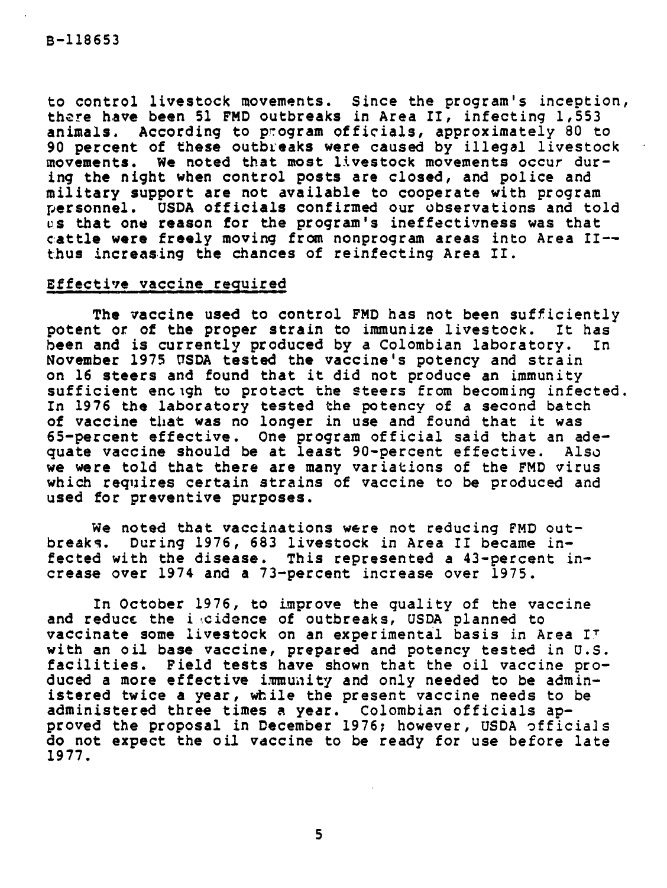to control livestock movements. Since the program's inception, there have been 51 FMD outbreaks in Area II, infecting 1,553 animals. According to program officials, approximately 80 to 90 percent of these outbreaks were caused by illegal livestock movements. We noted that most livestock movements occur during the night when control posts are closed, and police and military support are not available to cooperate with program personnel. USDA officials confirmed our observations and told us that one reason for the program's ineffectivness was that cattle were freely moving from nonprogram areas into Area II--thus increasing the chances of reinfecting Area II.

## Effective vaccine required

The vaccine used to control FMD has not been sufficiently potent or of the proper strain to immunize livestock. It has been and is currently produced by a Colombian laboratory. In November 1975 USDA tested the vaccine's potency and strain on 16 steers and found that it did not produce an immunity sufficient enough to protect the steers from becoming infected. In 1976 the laboratory tested the potency of a second batch of vaccine that was no longer in use and found that it was 65-percent effective. One program official said that an adequate vaccine should be at least 90-percent effective. Also we were told that there are many variations of the FMD virus which requires certain strains of vaccine to be produced and used for preventive purposes.

We noted that vaccinations were not reducing FMD outbreaks. During 1976, 683 livestock in Area II became infected with the disease. This represented a 43-percent increase over 1974 and a 73-percent increase over 1975.

In October 1976, to improve the quality of the vaccine and reduce the incidence of outbreaks, USDA planned to vaccinate some livestock on an experimental basis in Area II with an oil base vaccine, prepared and potency tested in U.S. facilities. Field tests have shown that the oil vaccine produced a more effective immunity and only needed to be administered twice a year, while the present vaccine needs to be administered three times a year. Colombian officials approved the proposal in December 1976; however, USDA officials do not expect the oil vaccine to be ready for use before late 1977.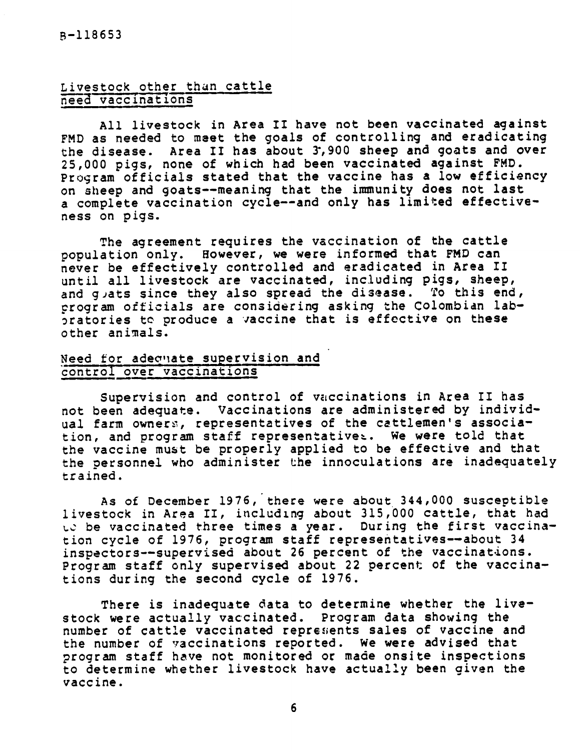## Livestock other than cattle need vaccinations

All livestock in Area II have not been vaccinated against FMD as needed to meet the goals of controlling and eradicating the disease. Area II has about 3,900 sheep and goats and over 25,000 pigs, none of which had been vaccinated against FMD. Program officials stated that the vaccine has a low efficiency on sheep and goats--meaning that the immunity does not last a complete vaccination cycle--and only has limited effectiveness on pigs.

The agreement requires the vaccination of the cattle population only. However, we were informed that FMD can never be effectively controlled and eradicated in Area II until all livestock are vaccinated, including pigs, sheep, and goats since they also spread the disease. To this end, program officials are considering asking the Colombian laboratories to produce a vaccine that is effective on these other animals.

## Need for adequate supervision and control over vaccinations

Supervision and control of vaccinations in Area II has not been adequate. Vaccinations are administered by individual farm owners, representatives of the cattlemen's association, and program staff representatives. We were told that the vaccine must be properly applied to be effective and that the personnel who administer the innoculations are inadequately trained.

As of December 1976, there were about 344,000 susceptible livestock in Area II, including about 315,000 cattle, that had to be vaccinated three times a year. During the first vaccination cycle of 1976, program staff representatives--about 34 inspectors--supervised about 26 percent of the vaccinations. Program staff only supervised about 22 percent of the vaccinations during the second cycle of 1976.

There is inadequate data to determine whether the livestock were actually vaccinated. Program data showing the number of cattle vaccinated represents sales of vaccine and the number of vaccinations reported. We were advised that program staff have not monitored or made onsite inspections to determine whether livestock have actually been given the vaccine.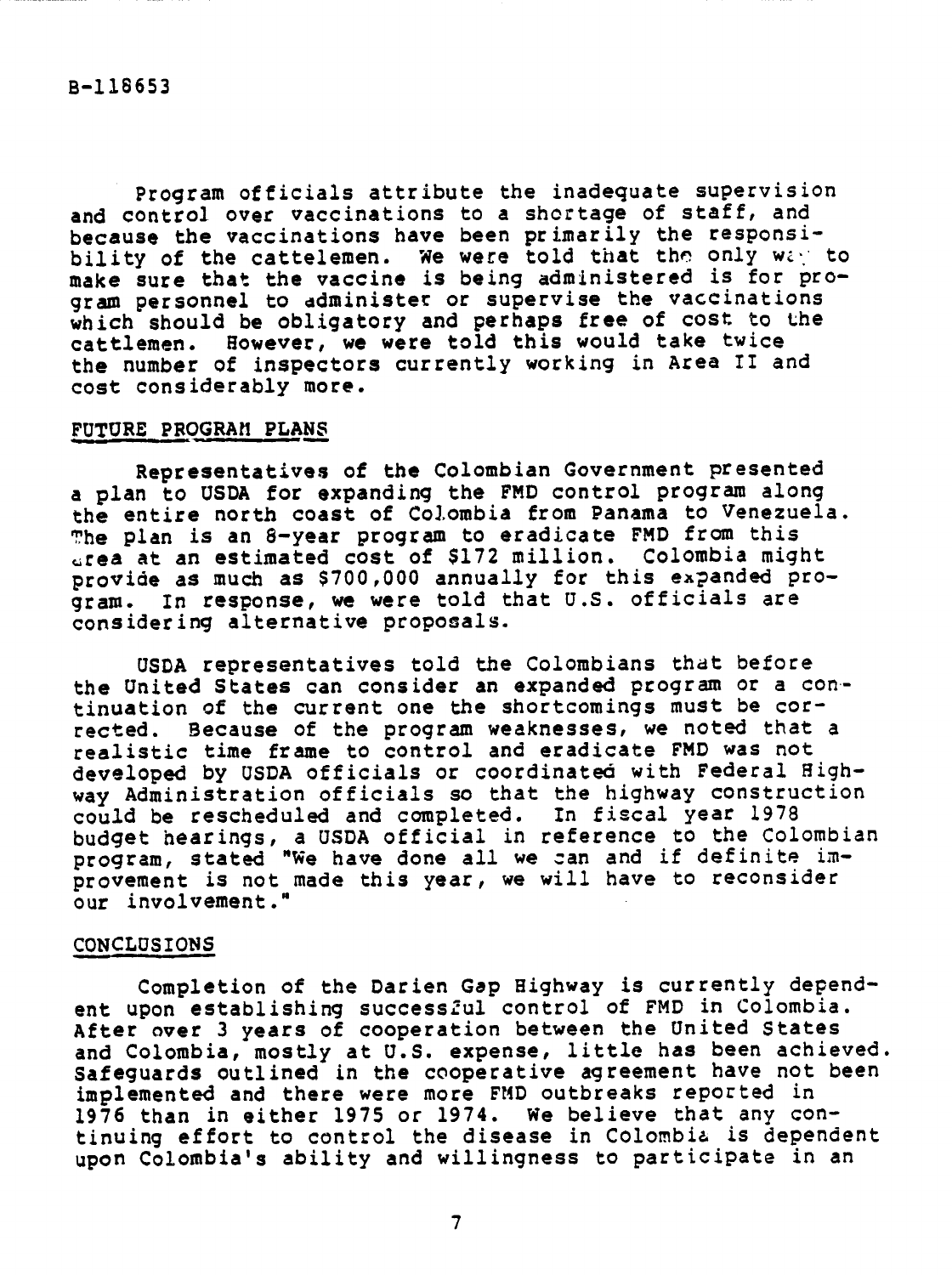Program officials attribute the inadequate supervision and control over vaccinations to a shortage of staff, and because the vaccinations have been primarily the responsibility of the cattelemen. We were told that the only way to make sure that the vaccine is being administered is for program personnel to administer or supervise the vaccinations which should be obligatory and perhaps free of cost to the cattlemen. However, we were told this would take twice the number of inspectors currently working in Area II and cost considerably more.

## FUTURE PROGRAM PLANS

Representatives of the Colombian Government presented a plan to USDA for expanding the FMD control program along the entire north coast of Colombia from Panama to Venezuela. The plan is an 8-year program to eradicate FMD from this area at an estimated cost of $172 million. Colombia might provide as much as $700,000 annually for this expanded program. In response, we were told that U.S. officials are considering alternative proposals.

USDA representatives told the Colombians that before the United States can consider an expanded program or a continuation of the current one the shortcomings must be corrected. Because of the program weaknesses, we noted that a realistic time frame to control and eradicate FMD was not developed by USDA officials or coordinated with Federal Highway Administration officials so that the highway construction could be rescheduled and completed. In fiscal year 1978 budget hearings, a USDA official in reference to the Colombian program, stated "We have done all we can and if definite improvement is not made this year, we will have to reconsider our involvement."

## CONCLUSIONS

Completion of the Darien Gap Highway is currently dependent upon establishing successful control of FMD in Colombia. After over 3 years of cooperation between the United States and Colombia, mostly at U.S. expense, little has been achieved. Safeguards outlined in the cooperative agreement have not been implemented and there were more FMD outbreaks reported in 1976 than in either 1975 or 1974. We believe that any continuing effort to control the disease in Colombia is dependent upon Colombia's ability and willingness to participate in an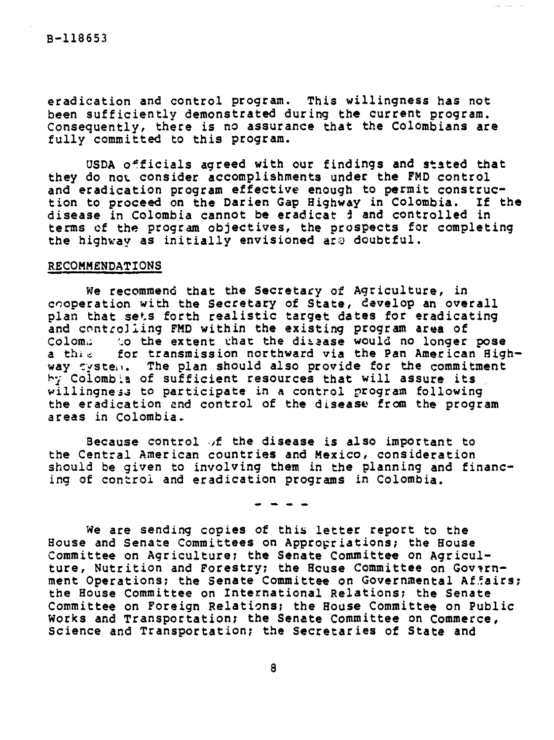eradication and control program. This willingness has not been sufficiently demonstrated during the current program. Consequently, there is no assurance that the Colombians are fully committed to this program.

USDA officials agreed with our findings and stated that they do not consider accomplishments under the FMD control and eradication program effective enough to permit construction to proceed on the Darien Gap Highway in Colombia. If the disease in Colombia cannot be eradicated and controlled in terms of the program objectives, the prospects for completing the highway as initially envisioned are doubtful.

## RECOMMENDATIONS

We recommend that the Secretary of Agriculture, in cooperation with the Secretary of State, develop an overall plan that sets forth realistic target dates for eradicating and controlling FMD within the existing program area of Colombia to the extent that the disease would no longer pose a threat for transmission northward via the Pan American Highway system. The plan should also provide for the commitment by Colombia of sufficient resources that will assure its willingness to participate in a control program following the eradication and control of the disease from the program areas in Colombia.

Because control of the disease is also important to the Central American countries and Mexico, consideration should be given to involving them in the planning and financing of control and eradication programs in Colombia.

- - - -

We are sending copies of this letter report to the House and Senate Committees on Appropriations; the House Committee on Agriculture; the Senate Committee on Agriculture, Nutrition and Forestry; the House Committee on Government Operations; the Senate Committee on Governmental Affairs; the House Committee on International Relations; the Senate Committee on Foreign Relations; the House Committee on Public Works and Transportation; the Senate Committee on Commerce, Science and Transportation; the Secretaries of State and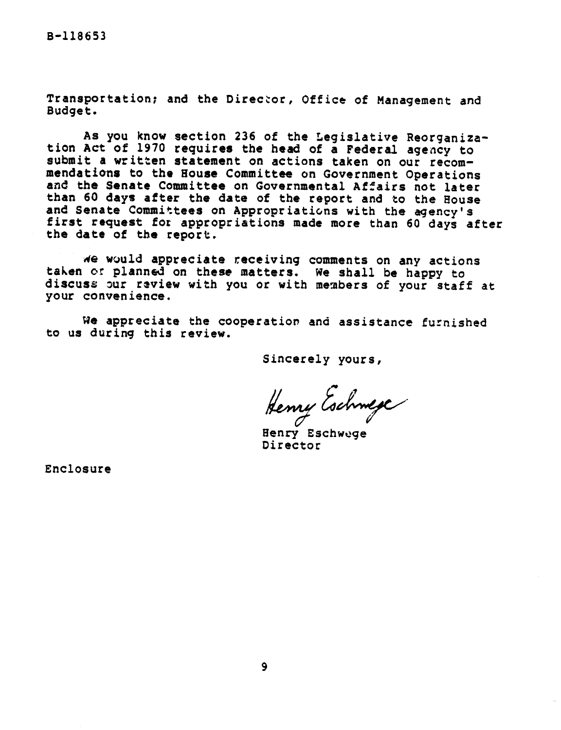B-118653

Transportation; and the Director, Office of Management and Budget.

As you know section 236 of the Legislative Reorganization Act of 1970 requires the head of a Federal agency to submit a written statement on actions taken on our recommendations to the House Committee on Government Operations and the Senate Committee on Governmental Affairs not later than 60 days after the date of the report and to the House and Senate Committees on Appropriations with the agency's first request for appropriations made more than 60 days after the date of the report.

We would appreciate receiving comments on any actions taken or planned on these matters. We shall be happy to discuss our review with you or with members of your staff at your convenience.

We appreciate the cooperation and assistance furnished to us during this review.

Sincerely yours,

Henry Eschwege

Henry Eschwege
Director

Enclosure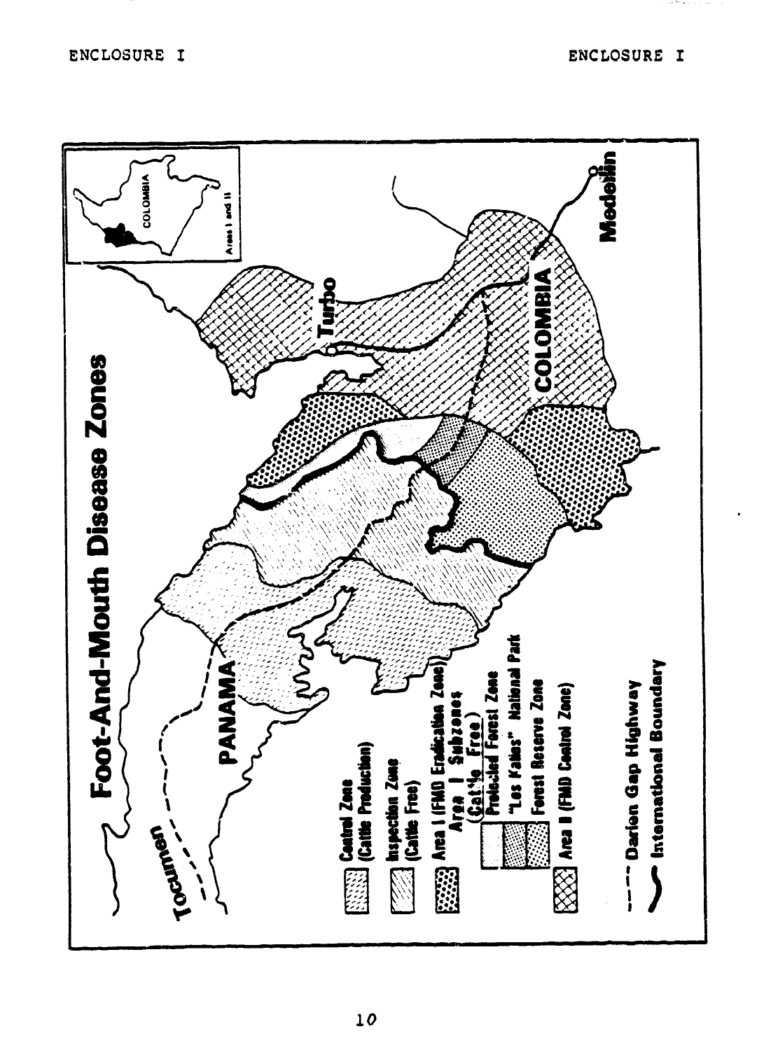# Foot-And-Mouth Disease Zones

COLOMBIA

Areas I and II

Tocumen

PANAMA

Turbo

COLOMBIA

Medellin

Control Zone (Cattle Production)

Inspection Zone (Cattle Free)

Area I (FMD Eradication Zone)

Area I Subzones (Cattle Free)

Protected Forest Zone

"Los Katios" National Park

Forest Reserve Zone

Area II (FMD Control Zone)

Darien Gap Highway

International Boundary